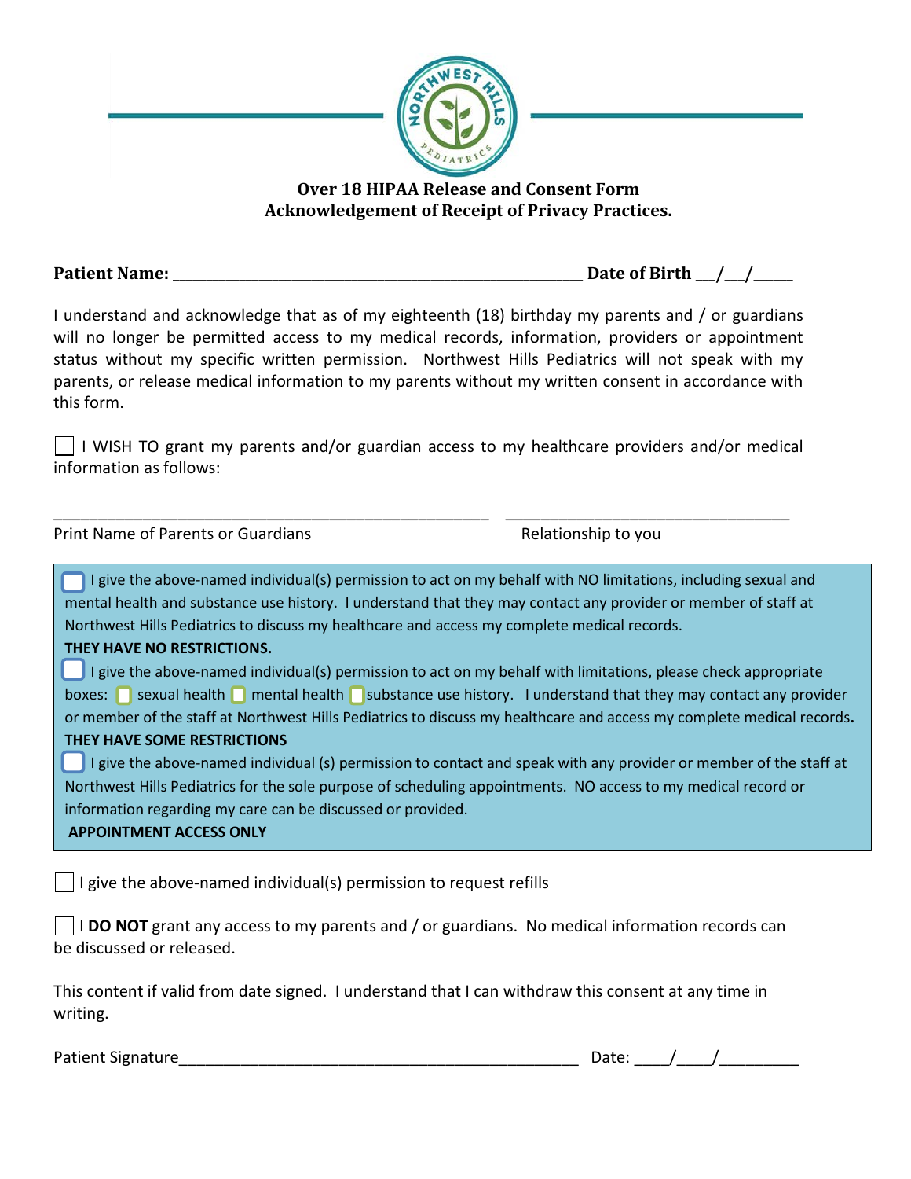# Over 18 HIPAA Release and Consent Form
## Acknowledgement of Receipt of Privacy Practices.

**Patient Name:** ______________________________________ **Date of Birth** __/__/____

I understand and acknowledge that as of my eighteenth (18) birthday my parents and / or guardians will no longer be permitted access to my medical records, information, providers or appointment status without my specific written permission. Northwest Hills Pediatrics will not speak with my parents, or release medical information to my parents without my written consent in accordance with this form.

☐ I WISH TO grant my parents and/or guardian access to my healthcare providers and/or medical information as follows:

______________________________________ ______________________________

Print Name of Parents or Guardians Relationship to you

☐ I give the above-named individual(s) permission to act on my behalf with NO limitations, including sexual and mental health and substance use history. I understand that they may contact any provider or member of staff at Northwest Hills Pediatrics to discuss my healthcare and access my complete medical records.

**THEY HAVE NO RESTRICTIONS.**

☐ I give the above-named individual(s) permission to act on my behalf with limitations, please check appropriate boxes: ☐ sexual health ☐ mental health ☐ substance use history. I understand that they may contact any provider or member of the staff at Northwest Hills Pediatrics to discuss my healthcare and access my complete medical records.

**THEY HAVE SOME RESTRICTIONS**

☐ I give the above-named individual (s) permission to contact and speak with any provider or member of the staff at Northwest Hills Pediatrics for the sole purpose of scheduling appointments. NO access to my medical record or information regarding my care can be discussed or provided.

**APPOINTMENT ACCESS ONLY**

☐ I give the above-named individual(s) permission to request refills

☐ I **DO NOT** grant any access to my parents and / or guardians. No medical information records can be discussed or released.

This content if valid from date signed. I understand that I can withdraw this consent at any time in writing.

Patient Signature______________________________________ Date: ____/____/________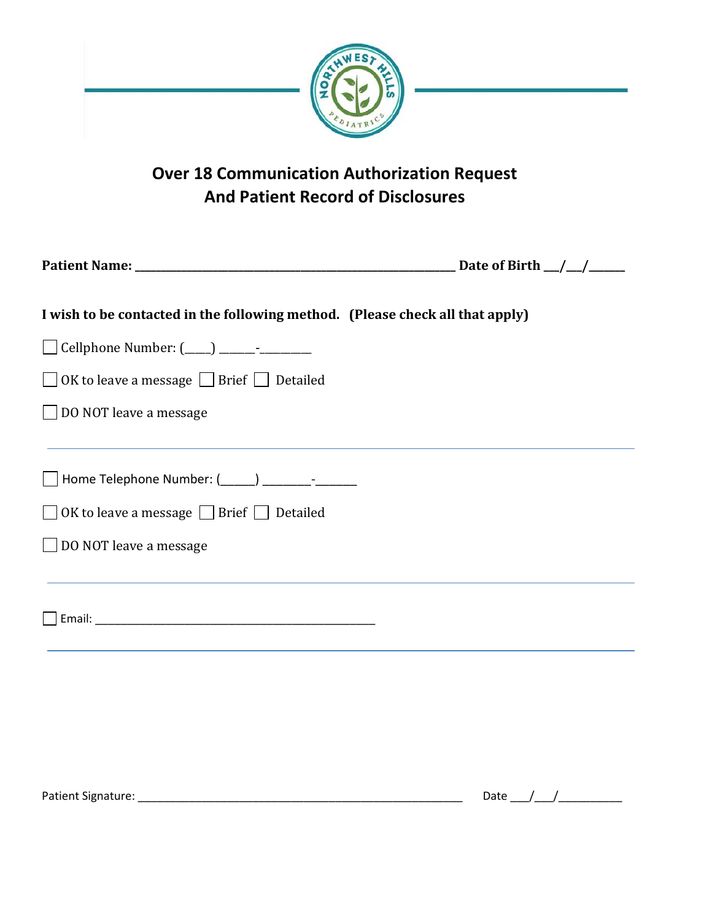## Over 18 Communication Authorization Request
## And Patient Record of Disclosures

**Patient Name: ________________________________________________ Date of Birth __/__/_____**

**I wish to be contacted in the following method. (Please check all that apply)**

☐ Cellphone Number: (____) ______-________

☐ OK to leave a message ☐ Brief ☐ Detailed

☐ DO NOT leave a message

---

☐ Home Telephone Number: (_____) ________-_______

☐ OK to leave a message ☐ Brief ☐ Detailed

☐ DO NOT leave a message

---

☐ Email: ____________________________________________

---

Patient Signature: ______________________________________________________ Date ___/___/__________